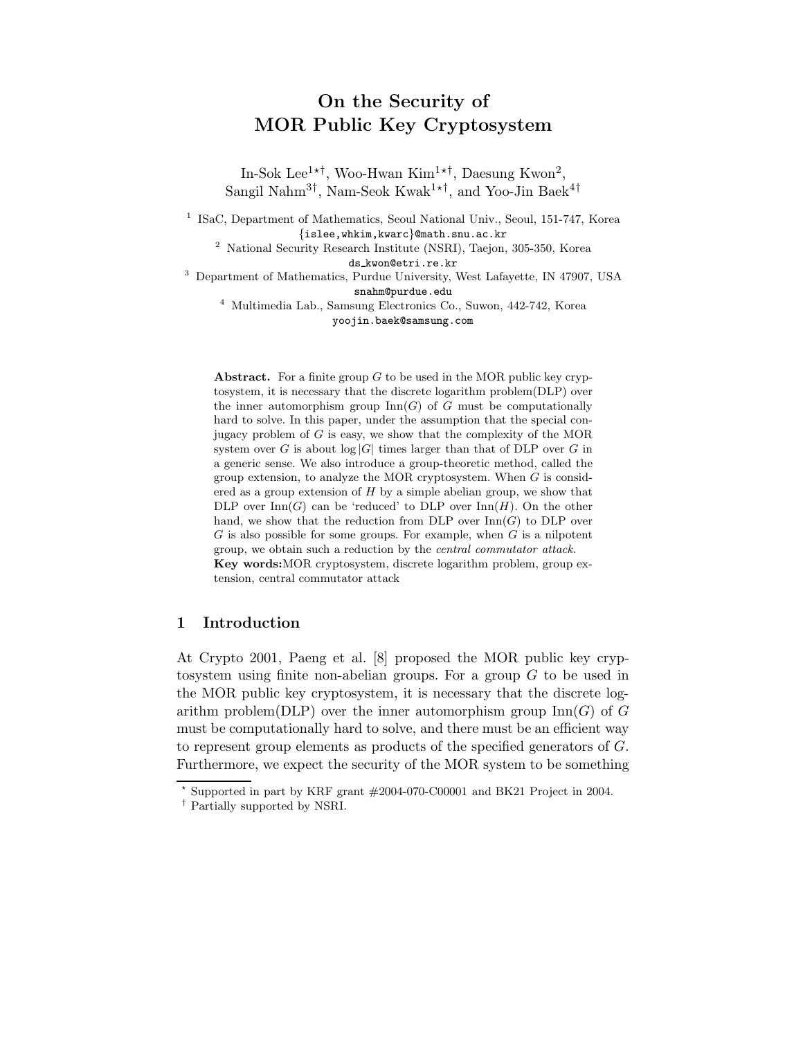# On the Security of MOR Public Key Cryptosystem

In-Sok Lee[1⋆†], Woo-Hwan Kim[1⋆†], Daesung Kwon[2], Sangil Nahm[3†], Nam-Seok Kwak[1⋆†], and Yoo-Jin Baek[4†]

[1] ISaC, Department of Mathematics, Seoul National Univ., Seoul, 151-747, Korea
{islee,whkim,kwarc}@math.snu.ac.kr

[2] National Security Research Institute (NSRI), Taejon, 305-350, Korea
ds_kwon@etri.re.kr

[3] Department of Mathematics, Purdue University, West Lafayette, IN 47907, USA
snahm@purdue.edu

[4] Multimedia Lab., Samsung Electronics Co., Suwon, 442-742, Korea
yoojin.baek@samsung.com

**Abstract.** For a finite group $G$ to be used in the MOR public key cryptosystem, it is necessary that the discrete logarithm problem(DLP) over the inner automorphism group $\mathrm{Inn}(G)$ of $G$ must be computationally hard to solve. In this paper, under the assumption that the special conjugacy problem of $G$ is easy, we show that the complexity of the MOR system over $G$ is about $\log|G|$ times larger than that of DLP over $G$ in a generic sense. We also introduce a group-theoretic method, called the group extension, to analyze the MOR cryptosystem. When $G$ is considered as a group extension of $H$ by a simple abelian group, we show that DLP over $\mathrm{Inn}(G)$ can be 'reduced' to DLP over $\mathrm{Inn}(H)$. On the other hand, we show that the reduction from DLP over $\mathrm{Inn}(G)$ to DLP over $G$ is also possible for some groups. For example, when $G$ is a nilpotent group, we obtain such a reduction by the *central commutator attack*.

**Key words:** MOR cryptosystem, discrete logarithm problem, group extension, central commutator attack

## 1 Introduction

At Crypto 2001, Paeng et al. [8] proposed the MOR public key cryptosystem using finite non-abelian groups. For a group $G$ to be used in the MOR public key cryptosystem, it is necessary that the discrete logarithm problem(DLP) over the inner automorphism group $\mathrm{Inn}(G)$ of $G$ must be computationally hard to solve, and there must be an efficient way to represent group elements as products of the specified generators of $G$. Furthermore, we expect the security of the MOR system to be something

⋆ Supported in part by KRF grant #2004-070-C00001 and BK21 Project in 2004.

† Partially supported by NSRI.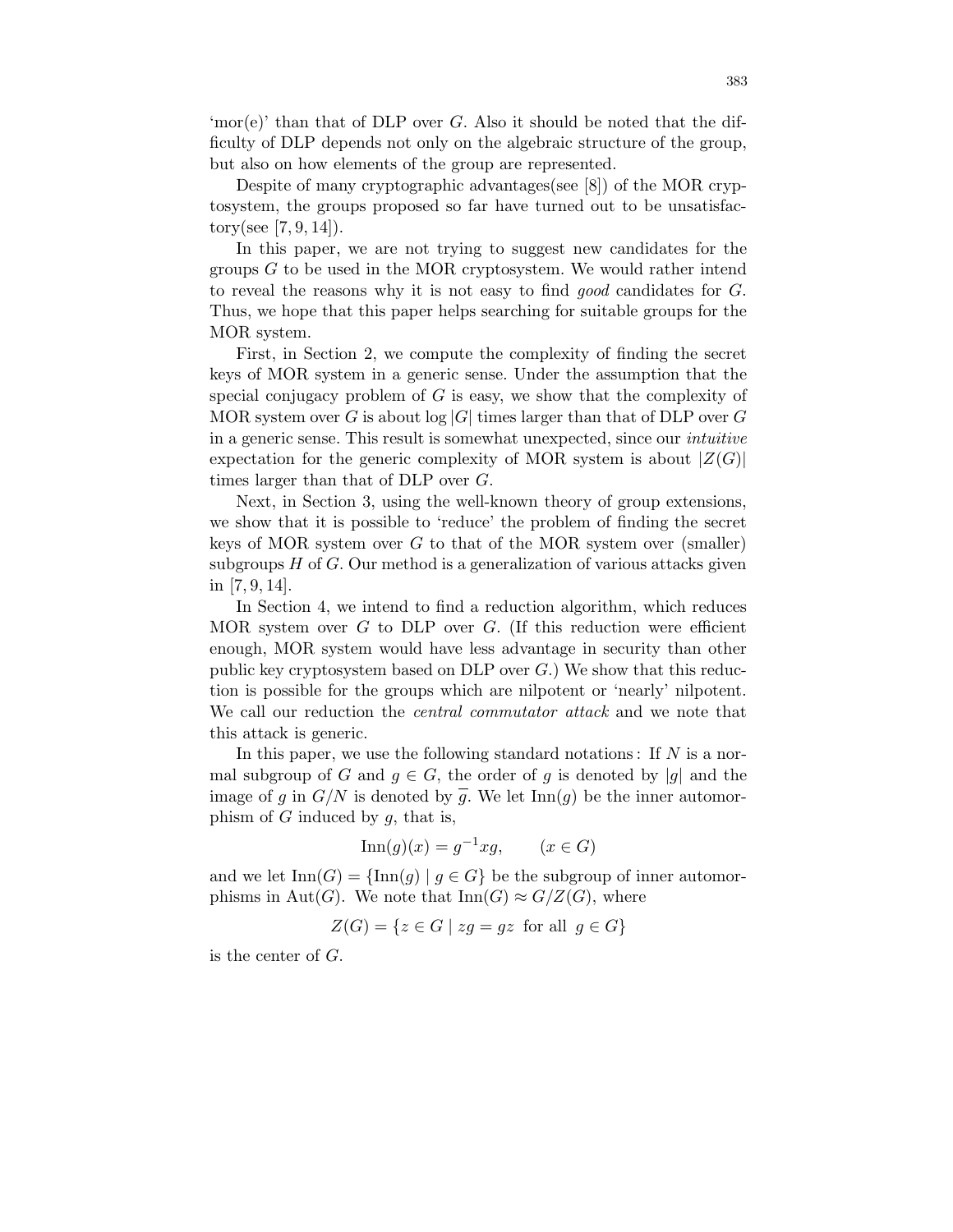'mor(e)' than that of DLP over $G$. Also it should be noted that the difficulty of DLP depends not only on the algebraic structure of the group, but also on how elements of the group are represented.

Despite of many cryptographic advantages(see [8]) of the MOR cryptosystem, the groups proposed so far have turned out to be unsatisfactory(see [7, 9, 14]).

In this paper, we are not trying to suggest new candidates for the groups $G$ to be used in the MOR cryptosystem. We would rather intend to reveal the reasons why it is not easy to find *good* candidates for $G$. Thus, we hope that this paper helps searching for suitable groups for the MOR system.

First, in Section 2, we compute the complexity of finding the secret keys of MOR system in a generic sense. Under the assumption that the special conjugacy problem of $G$ is easy, we show that the complexity of MOR system over $G$ is about $\log |G|$ times larger than that of DLP over $G$ in a generic sense. This result is somewhat unexpected, since our *intuitive* expectation for the generic complexity of MOR system is about $|Z(G)|$ times larger than that of DLP over $G$.

Next, in Section 3, using the well-known theory of group extensions, we show that it is possible to 'reduce' the problem of finding the secret keys of MOR system over $G$ to that of the MOR system over (smaller) subgroups $H$ of $G$. Our method is a generalization of various attacks given in [7, 9, 14].

In Section 4, we intend to find a reduction algorithm, which reduces MOR system over $G$ to DLP over $G$. (If this reduction were efficient enough, MOR system would have less advantage in security than other public key cryptosystem based on DLP over $G$.) We show that this reduction is possible for the groups which are nilpotent or 'nearly' nilpotent. We call our reduction the *central commutator attack* and we note that this attack is generic.

In this paper, we use the following standard notations : If $N$ is a normal subgroup of $G$ and $g \in G$, the order of $g$ is denoted by $|g|$ and the image of $g$ in $G/N$ is denoted by $\overline{g}$. We let $\mathrm{Inn}(g)$ be the inner automorphism of $G$ induced by $g$, that is,

$$\mathrm{Inn}(g)(x) = g^{-1}xg, \qquad (x \in G)$$

and we let $\mathrm{Inn}(G) = \{\mathrm{Inn}(g) \mid g \in G\}$ be the subgroup of inner automorphisms in $\mathrm{Aut}(G)$. We note that $\mathrm{Inn}(G) \approx G/Z(G)$, where

$$Z(G) = \{z \in G \mid zg = gz \text{ for all } g \in G\}$$

is the center of $G$.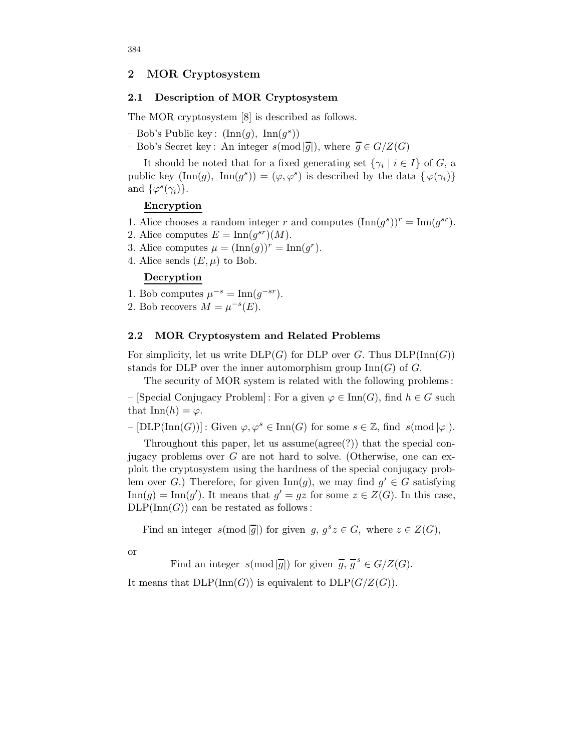## 2 MOR Cryptosystem

### 2.1 Description of MOR Cryptosystem

The MOR cryptosystem [8] is described as follows.

– Bob's Public key: $(\mathrm{Inn}(g),\ \mathrm{Inn}(g^s))$

– Bob's Secret key: An integer $s (\mathrm{mod}\, |\overline{g}|)$, where $\overline{g} \in G/Z(G)$

It should be noted that for a fixed generating set $\{\gamma_i \mid i \in I\}$ of $G$, a public key $(\mathrm{Inn}(g),\ \mathrm{Inn}(g^s)) = (\varphi, \varphi^s)$ is described by the data $\{\varphi(\gamma_i)\}$ and $\{\varphi^s(\gamma_i)\}$.

**Encryption**

1. Alice chooses a random integer $r$ and computes $(\mathrm{Inn}(g^s))^r = \mathrm{Inn}(g^{sr})$.
2. Alice computes $E = \mathrm{Inn}(g^{sr})(M)$.
3. Alice computes $\mu = (\mathrm{Inn}(g))^r = \mathrm{Inn}(g^r)$.
4. Alice sends $(E, \mu)$ to Bob.

**Decryption**

1. Bob computes $\mu^{-s} = \mathrm{Inn}(g^{-sr})$.
2. Bob recovers $M = \mu^{-s}(E)$.

### 2.2 MOR Cryptosystem and Related Problems

For simplicity, let us write $\mathrm{DLP}(G)$ for DLP over $G$. Thus $\mathrm{DLP}(\mathrm{Inn}(G))$ stands for DLP over the inner automorphism group $\mathrm{Inn}(G)$ of $G$.

The security of MOR system is related with the following problems:

– [Special Conjugacy Problem]: For a given $\varphi \in \mathrm{Inn}(G)$, find $h \in G$ such that $\mathrm{Inn}(h) = \varphi$.

– [$\mathrm{DLP}(\mathrm{Inn}(G))$]: Given $\varphi, \varphi^s \in \mathrm{Inn}(G)$ for some $s \in \mathbb{Z}$, find $s (\mathrm{mod}\, |\varphi|)$.

Throughout this paper, let us assume(agree(?)) that the special conjugacy problems over $G$ are not hard to solve. (Otherwise, one can exploit the cryptosystem using the hardness of the special conjugacy problem over $G$.) Therefore, for given $\mathrm{Inn}(g)$, we may find $g' \in G$ satisfying $\mathrm{Inn}(g) = \mathrm{Inn}(g')$. It means that $g' = gz$ for some $z \in Z(G)$. In this case, $\mathrm{DLP}(\mathrm{Inn}(G))$ can be restated as follows:

$$\text{Find an integer } s (\mathrm{mod}\, |\overline{g}|) \text{ for given } g,\ g^s z \in G, \text{ where } z \in Z(G),$$

or

$$\text{Find an integer } s (\mathrm{mod}\, |\overline{g}|) \text{ for given } \overline{g},\ \overline{g}^s \in G/Z(G).$$

It means that $\mathrm{DLP}(\mathrm{Inn}(G))$ is equivalent to $\mathrm{DLP}(G/Z(G))$.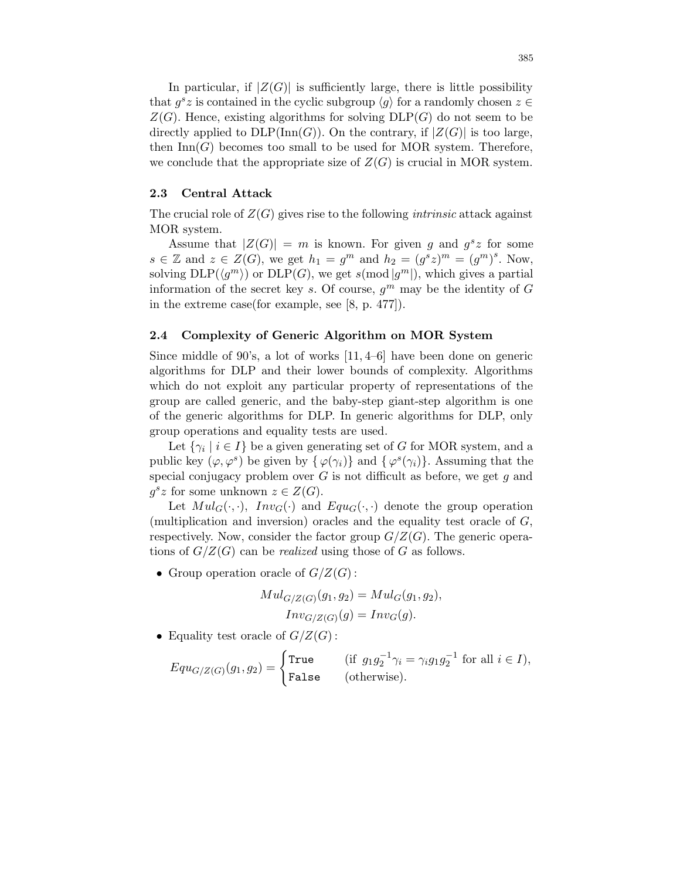In particular, if $|Z(G)|$ is sufficiently large, there is little possibility that $g^s z$ is contained in the cyclic subgroup $\langle g \rangle$ for a randomly chosen $z \in Z(G)$. Hence, existing algorithms for solving DLP($G$) do not seem to be directly applied to DLP(Inn($G$)). On the contrary, if $|Z(G)|$ is too large, then Inn($G$) becomes too small to be used for MOR system. Therefore, we conclude that the appropriate size of $Z(G)$ is crucial in MOR system.

### 2.3 Central Attack

The crucial role of $Z(G)$ gives rise to the following *intrinsic* attack against MOR system.

Assume that $|Z(G)| = m$ is known. For given $g$ and $g^s z$ for some $s \in \mathbb{Z}$ and $z \in Z(G)$, we get $h_1 = g^m$ and $h_2 = (g^s z)^m = (g^m)^s$. Now, solving DLP($\langle g^m \rangle$) or DLP($G$), we get $s (\bmod |g^m|)$, which gives a partial information of the secret key $s$. Of course, $g^m$ may be the identity of $G$ in the extreme case(for example, see [8, p. 477]).

### 2.4 Complexity of Generic Algorithm on MOR System

Since middle of 90's, a lot of works [11, 4–6] have been done on generic algorithms for DLP and their lower bounds of complexity. Algorithms which do not exploit any particular property of representations of the group are called generic, and the baby-step giant-step algorithm is one of the generic algorithms for DLP. In generic algorithms for DLP, only group operations and equality tests are used.

Let $\{\gamma_i \mid i \in I\}$ be a given generating set of $G$ for MOR system, and a public key $(\varphi, \varphi^s)$ be given by $\{\varphi(\gamma_i)\}$ and $\{\varphi^s(\gamma_i)\}$. Assuming that the special conjugacy problem over $G$ is not difficult as before, we get $g$ and $g^s z$ for some unknown $z \in Z(G)$.

Let $Mul_G(\cdot,\cdot)$, $Inv_G(\cdot)$ and $Equ_G(\cdot,\cdot)$ denote the group operation (multiplication and inversion) oracles and the equality test oracle of $G$, respectively. Now, consider the factor group $G/Z(G)$. The generic operations of $G/Z(G)$ can be *realized* using those of $G$ as follows.

- Group operation oracle of $G/Z(G)$:

$$Mul_{G/Z(G)}(g_1, g_2) = Mul_G(g_1, g_2),$$
$$Inv_{G/Z(G)}(g) = Inv_G(g).$$

- Equality test oracle of $G/Z(G)$:

$$Equ_{G/Z(G)}(g_1, g_2) = \begin{cases} \texttt{True} & (\text{if } g_1 g_2^{-1} \gamma_i = \gamma_i g_1 g_2^{-1} \text{ for all } i \in I), \\ \texttt{False} & (\text{otherwise}). \end{cases}$$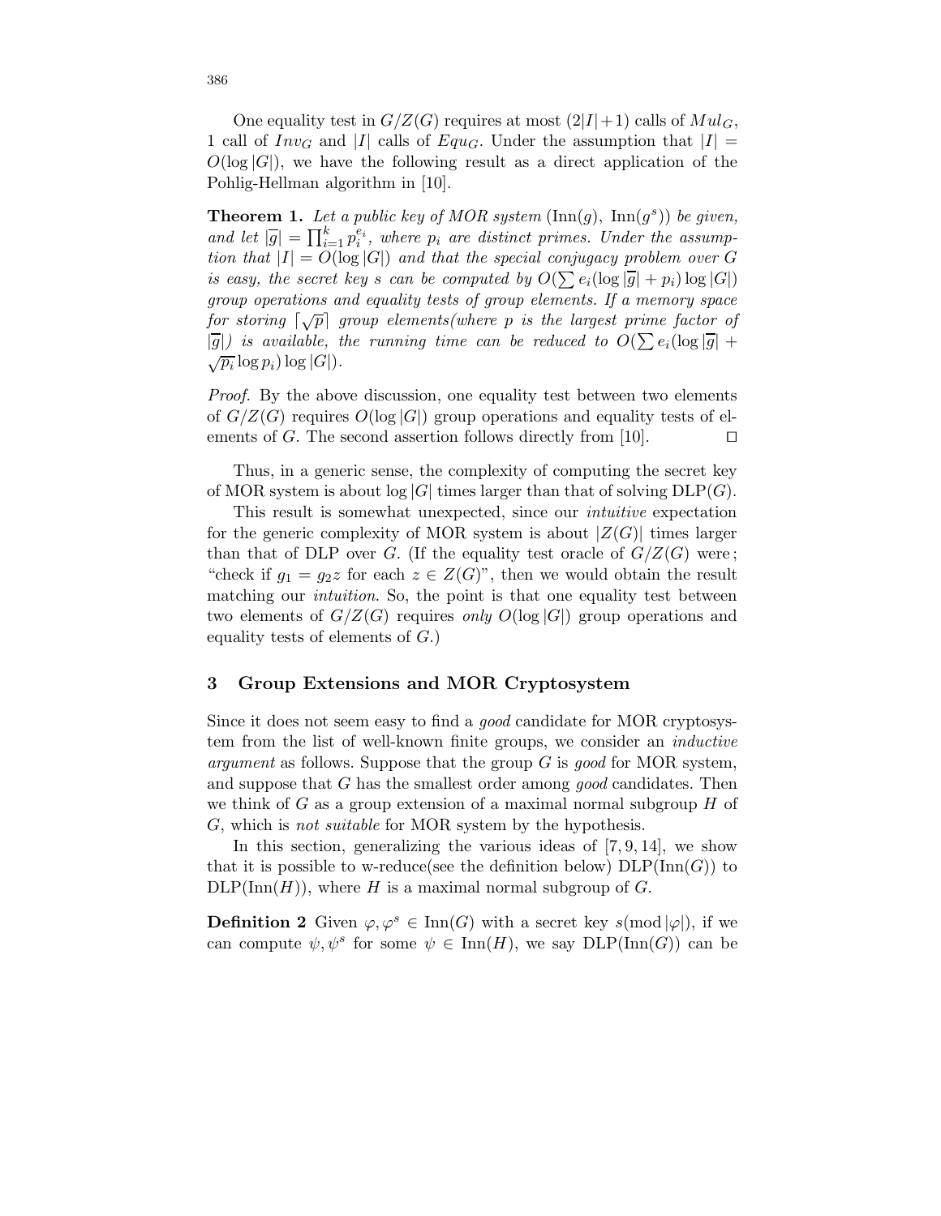One equality test in $G/Z(G)$ requires at most $(2|I|+1)$ calls of $Mul_G$, 1 call of $Inv_G$ and $|I|$ calls of $Equ_G$. Under the assumption that $|I| = O(\log |G|)$, we have the following result as a direct application of the Pohlig-Hellman algorithm in [10].

**Theorem 1.** *Let a public key of MOR system* $(\mathrm{Inn}(g),\ \mathrm{Inn}(g^s))$ *be given, and let* $|\overline{g}| = \prod_{i=1}^{k} p_i^{e_i}$*, where* $p_i$ *are distinct primes. Under the assumption that* $|I| = O(\log |G|)$ *and that the special conjugacy problem over* $G$ *is easy, the secret key* $s$ *can be computed by* $O(\sum e_i(\log |\overline{g}| + p_i) \log |G|)$ *group operations and equality tests of group elements. If a memory space for storing* $\lceil \sqrt{p} \rceil$ *group elements(where* $p$ *is the largest prime factor of* $|\overline{g}|$*) is available, the running time can be reduced to* $O(\sum e_i(\log |\overline{g}| + \sqrt{p_i} \log p_i) \log |G|)$.

*Proof.* By the above discussion, one equality test between two elements of $G/Z(G)$ requires $O(\log |G|)$ group operations and equality tests of elements of $G$. The second assertion follows directly from [10]. ◻

Thus, in a generic sense, the complexity of computing the secret key of MOR system is about $\log |G|$ times larger than that of solving $\mathrm{DLP}(G)$.

This result is somewhat unexpected, since our *intuitive* expectation for the generic complexity of MOR system is about $|Z(G)|$ times larger than that of DLP over $G$. (If the equality test oracle of $G/Z(G)$ were ; "check if $g_1 = g_2 z$ for each $z \in Z(G)$", then we would obtain the result matching our *intuition*. So, the point is that one equality test between two elements of $G/Z(G)$ requires *only* $O(\log |G|)$ group operations and equality tests of elements of $G$.)

## 3 Group Extensions and MOR Cryptosystem

Since it does not seem easy to find a *good* candidate for MOR cryptosystem from the list of well-known finite groups, we consider an *inductive argument* as follows. Suppose that the group $G$ is *good* for MOR system, and suppose that $G$ has the smallest order among *good* candidates. Then we think of $G$ as a group extension of a maximal normal subgroup $H$ of $G$, which is *not suitable* for MOR system by the hypothesis.

In this section, generalizing the various ideas of [7, 9, 14], we show that it is possible to w-reduce(see the definition below) $\mathrm{DLP}(\mathrm{Inn}(G))$ to $\mathrm{DLP}(\mathrm{Inn}(H))$, where $H$ is a maximal normal subgroup of $G$.

**Definition 2** Given $\varphi, \varphi^s \in \mathrm{Inn}(G)$ with a secret key $s(\bmod |\varphi|)$, if we can compute $\psi, \psi^s$ for some $\psi \in \mathrm{Inn}(H)$, we say $\mathrm{DLP}(\mathrm{Inn}(G))$ can be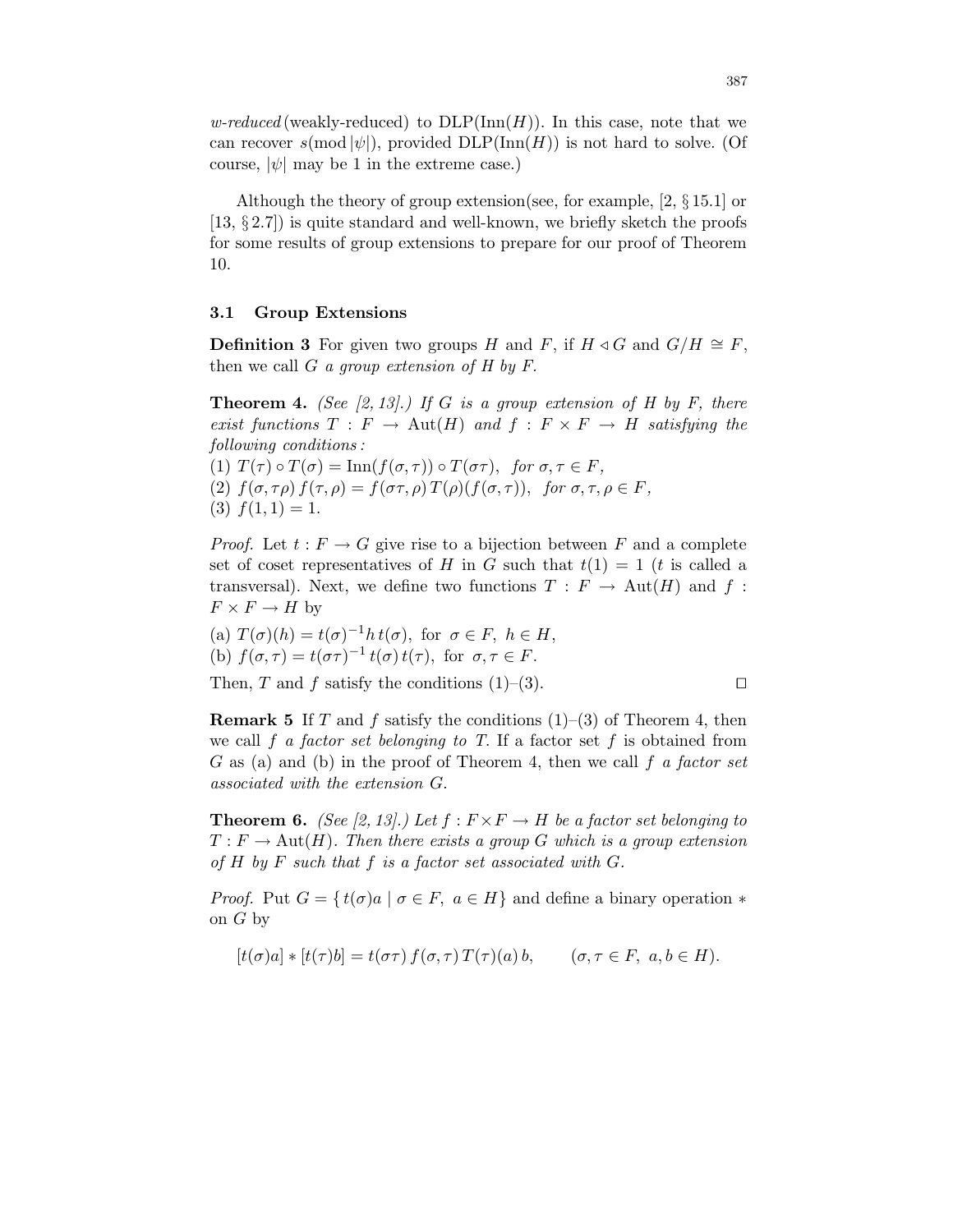*w-reduced* (weakly-reduced) to $\mathrm{DLP}(\mathrm{Inn}(H))$. In this case, note that we can recover $s(\bmod |\psi|)$, provided $\mathrm{DLP}(\mathrm{Inn}(H))$ is not hard to solve. (Of course, $|\psi|$ may be 1 in the extreme case.)

Although the theory of group extension(see, for example, [2, § 15.1] or [13, § 2.7]) is quite standard and well-known, we briefly sketch the proofs for some results of group extensions to prepare for our proof of Theorem 10.

### 3.1 Group Extensions

**Definition 3** For given two groups $H$ and $F$, if $H \triangleleft G$ and $G/H \cong F$, then we call $G$ *a group extension of $H$ by $F$*.

**Theorem 4.** *(See [2, 13].) If $G$ is a group extension of $H$ by $F$, there exist functions $T : F \to \mathrm{Aut}(H)$ and $f : F \times F \to H$ satisfying the following conditions:*
*(1) $T(\tau) \circ T(\sigma) = \mathrm{Inn}(f(\sigma, \tau)) \circ T(\sigma\tau)$, for $\sigma, \tau \in F$,*
*(2) $f(\sigma, \tau\rho)\, f(\tau, \rho) = f(\sigma\tau, \rho)\, T(\rho)(f(\sigma, \tau))$, for $\sigma, \tau, \rho \in F$,*
*(3) $f(1, 1) = 1$.*

*Proof.* Let $t : F \to G$ give rise to a bijection between $F$ and a complete set of coset representatives of $H$ in $G$ such that $t(1) = 1$ ($t$ is called a transversal). Next, we define two functions $T : F \to \mathrm{Aut}(H)$ and $f : F \times F \to H$ by

(a) $T(\sigma)(h) = t(\sigma)^{-1} h\, t(\sigma)$, for $\sigma \in F$, $h \in H$,
(b) $f(\sigma, \tau) = t(\sigma\tau)^{-1}\, t(\sigma)\, t(\tau)$, for $\sigma, \tau \in F$.

Then, $T$ and $f$ satisfy the conditions (1)–(3). □

**Remark 5** If $T$ and $f$ satisfy the conditions (1)–(3) of Theorem 4, then we call $f$ *a factor set belonging to $T$*. If a factor set $f$ is obtained from $G$ as (a) and (b) in the proof of Theorem 4, then we call $f$ *a factor set associated with the extension $G$*.

**Theorem 6.** *(See [2, 13].) Let $f : F \times F \to H$ be a factor set belonging to $T : F \to \mathrm{Aut}(H)$. Then there exists a group $G$ which is a group extension of $H$ by $F$ such that $f$ is a factor set associated with $G$.*

*Proof.* Put $G = \{\, t(\sigma)a \mid \sigma \in F,\ a \in H \}$ and define a binary operation $*$ on $G$ by

$$[t(\sigma)a] * [t(\tau)b] = t(\sigma\tau)\, f(\sigma, \tau)\, T(\tau)(a)\, b, \qquad (\sigma, \tau \in F,\ a, b \in H).$$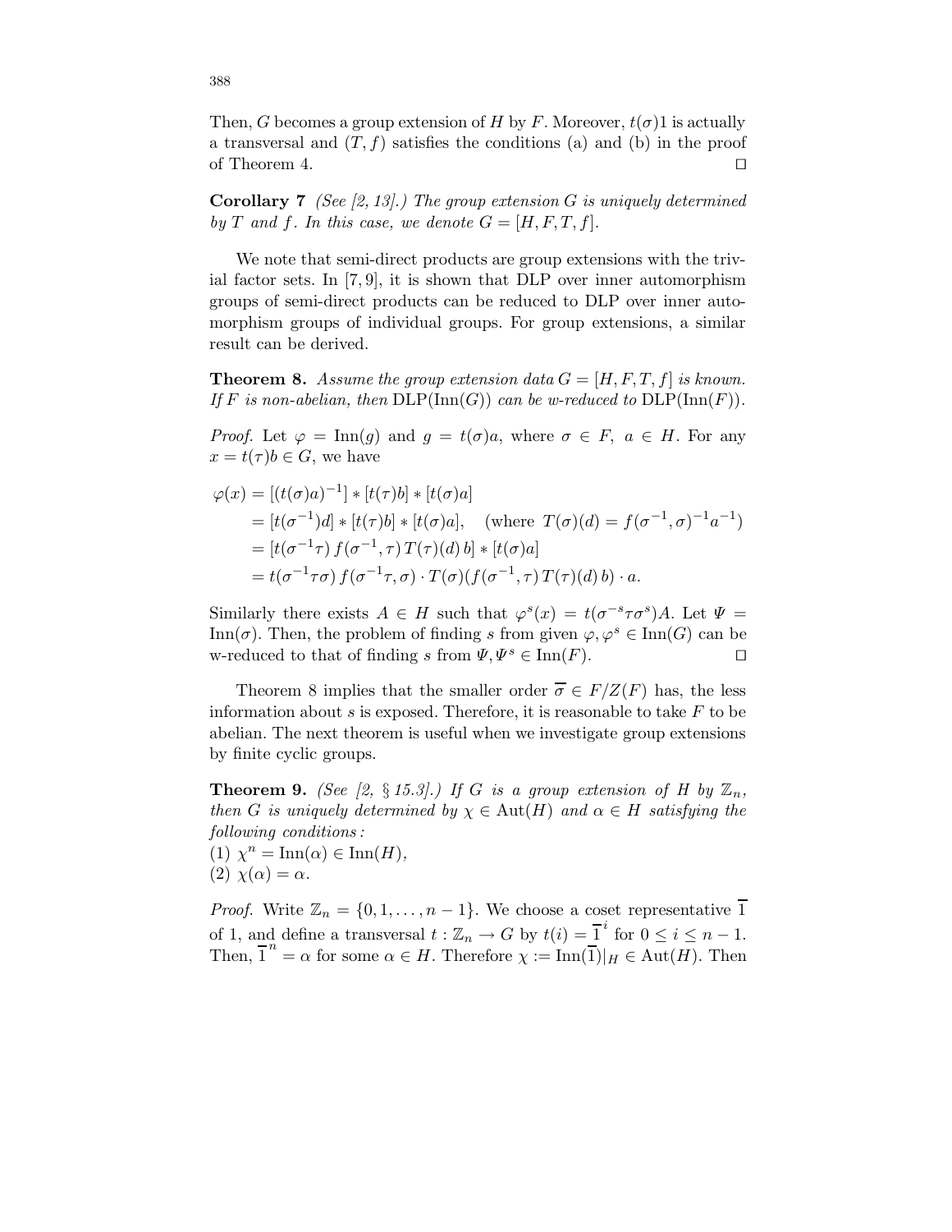Then, $G$ becomes a group extension of $H$ by $F$. Moreover, $t(\sigma)1$ is actually a transversal and $(T, f)$ satisfies the conditions (a) and (b) in the proof of Theorem 4. $\square$

**Corollary 7** *(See [2, 13].) The group extension $G$ is uniquely determined by $T$ and $f$. In this case, we denote $G = [H, F, T, f]$.*

We note that semi-direct products are group extensions with the trivial factor sets. In [7, 9], it is shown that DLP over inner automorphism groups of semi-direct products can be reduced to DLP over inner automorphism groups of individual groups. For group extensions, a similar result can be derived.

**Theorem 8.** *Assume the group extension data $G = [H, F, T, f]$ is known. If $F$ is non-abelian, then $\mathrm{DLP}(\mathrm{Inn}(G))$ can be w-reduced to $\mathrm{DLP}(\mathrm{Inn}(F))$.*

*Proof.* Let $\varphi = \mathrm{Inn}(g)$ and $g = t(\sigma)a$, where $\sigma \in F$, $a \in H$. For any $x = t(\tau)b \in G$, we have

$$
\begin{aligned}
\varphi(x) &= [(t(\sigma)a)^{-1}] * [t(\tau)b] * [t(\sigma)a] \\
&= [t(\sigma^{-1})d] * [t(\tau)b] * [t(\sigma)a], \quad (\text{where } T(\sigma)(d) = f(\sigma^{-1}, \sigma)^{-1}a^{-1}) \\
&= [t(\sigma^{-1}\tau)\, f(\sigma^{-1}, \tau)\, T(\tau)(d)\, b] * [t(\sigma)a] \\
&= t(\sigma^{-1}\tau\sigma)\, f(\sigma^{-1}\tau, \sigma) \cdot T(\sigma)(f(\sigma^{-1}, \tau)\, T(\tau)(d)\, b) \cdot a.
\end{aligned}
$$

Similarly there exists $A \in H$ such that $\varphi^s(x) = t(\sigma^{-s}\tau\sigma^s)A$. Let $\Psi = \mathrm{Inn}(\sigma)$. Then, the problem of finding $s$ from given $\varphi, \varphi^s \in \mathrm{Inn}(G)$ can be w-reduced to that of finding $s$ from $\Psi, \Psi^s \in \mathrm{Inn}(F)$. $\square$

Theorem 8 implies that the smaller order $\overline{\sigma} \in F/Z(F)$ has, the less information about $s$ is exposed. Therefore, it is reasonable to take $F$ to be abelian. The next theorem is useful when we investigate group extensions by finite cyclic groups.

**Theorem 9.** *(See [2, § 15.3].) If $G$ is a group extension of $H$ by $\mathbb{Z}_n$, then $G$ is uniquely determined by $\chi \in \mathrm{Aut}(H)$ and $\alpha \in H$ satisfying the following conditions:*
*(1) $\chi^n = \mathrm{Inn}(\alpha) \in \mathrm{Inn}(H)$,*
*(2) $\chi(\alpha) = \alpha$.*

*Proof.* Write $\mathbb{Z}_n = \{0, 1, \dots, n-1\}$. We choose a coset representative $\overline{1}$ of 1, and define a transversal $t : \mathbb{Z}_n \to G$ by $t(i) = \overline{1}^i$ for $0 \le i \le n-1$. Then, $\overline{1}^n = \alpha$ for some $\alpha \in H$. Therefore $\chi := \mathrm{Inn}(\overline{1})|_H \in \mathrm{Aut}(H)$. Then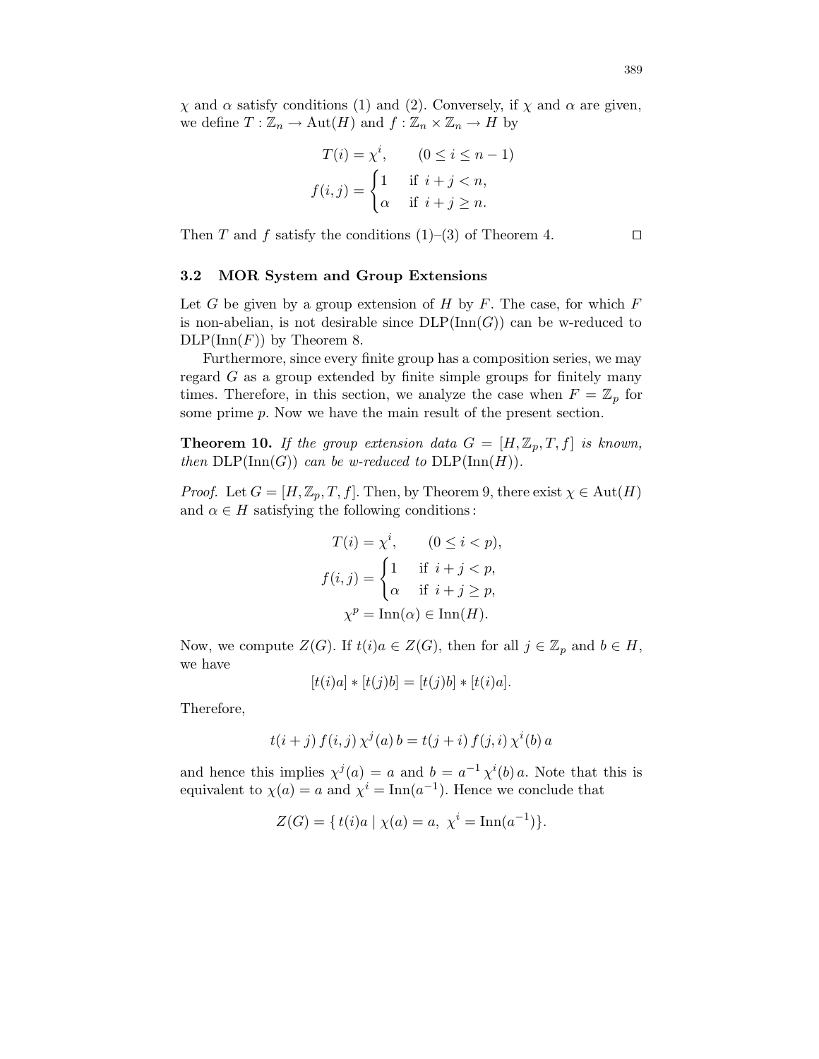$\chi$ and $\alpha$ satisfy conditions (1) and (2). Conversely, if $\chi$ and $\alpha$ are given, we define $T : \mathbb{Z}_n \to \mathrm{Aut}(H)$ and $f : \mathbb{Z}_n \times \mathbb{Z}_n \to H$ by

$$T(i) = \chi^i, \qquad (0 \le i \le n-1)$$

$$f(i,j) = \begin{cases} 1 & \text{if } i+j < n, \\ \alpha & \text{if } i+j \ge n. \end{cases}$$

Then $T$ and $f$ satisfy the conditions (1)–(3) of Theorem 4. $\square$

### 3.2 MOR System and Group Extensions

Let $G$ be given by a group extension of $H$ by $F$. The case, for which $F$ is non-abelian, is not desirable since $\mathrm{DLP}(\mathrm{Inn}(G))$ can be w-reduced to $\mathrm{DLP}(\mathrm{Inn}(F))$ by Theorem 8.

Furthermore, since every finite group has a composition series, we may regard $G$ as a group extended by finite simple groups for finitely many times. Therefore, in this section, we analyze the case when $F = \mathbb{Z}_p$ for some prime $p$. Now we have the main result of the present section.

**Theorem 10.** *If the group extension data $G = [H, \mathbb{Z}_p, T, f]$ is known, then $\mathrm{DLP}(\mathrm{Inn}(G))$ can be w-reduced to $\mathrm{DLP}(\mathrm{Inn}(H))$.*

*Proof.* Let $G = [H, \mathbb{Z}_p, T, f]$. Then, by Theorem 9, there exist $\chi \in \mathrm{Aut}(H)$ and $\alpha \in H$ satisfying the following conditions:

$$T(i) = \chi^i, \qquad (0 \le i < p),$$

$$f(i,j) = \begin{cases} 1 & \text{if } i+j < p, \\ \alpha & \text{if } i+j \ge p, \end{cases}$$

$$\chi^p = \mathrm{Inn}(\alpha) \in \mathrm{Inn}(H).$$

Now, we compute $Z(G)$. If $t(i)a \in Z(G)$, then for all $j \in \mathbb{Z}_p$ and $b \in H$, we have

$$[t(i)a] * [t(j)b] = [t(j)b] * [t(i)a].$$

Therefore,

$$t(i+j)\, f(i,j)\, \chi^j(a)\, b = t(j+i)\, f(j,i)\, \chi^i(b)\, a$$

and hence this implies $\chi^j(a) = a$ and $b = a^{-1}\, \chi^i(b)\, a$. Note that this is equivalent to $\chi(a) = a$ and $\chi^i = \mathrm{Inn}(a^{-1})$. Hence we conclude that

$$Z(G) = \{\, t(i)a \mid \chi(a) = a,\ \chi^i = \mathrm{Inn}(a^{-1})\}.$$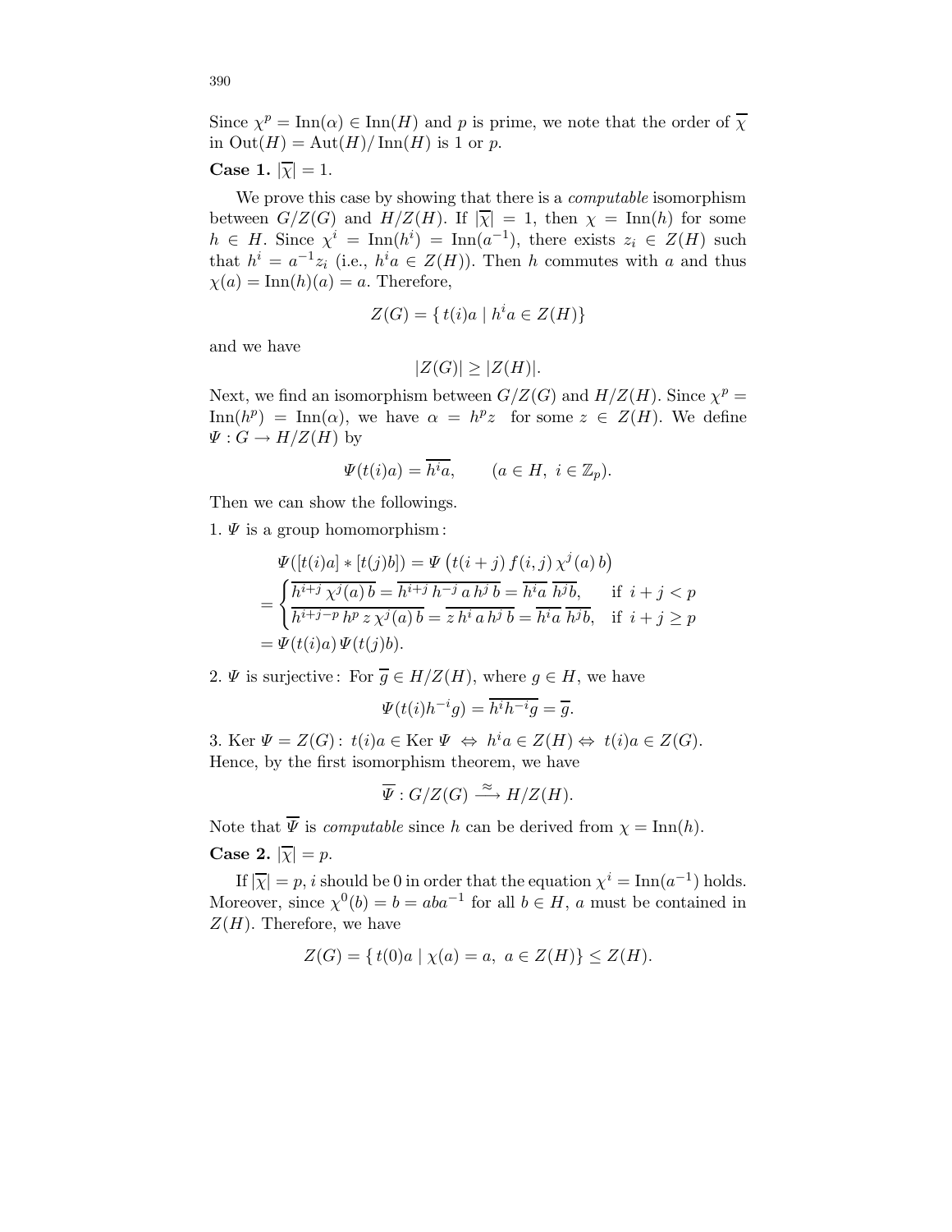Since $\chi^p = \mathrm{Inn}(\alpha) \in \mathrm{Inn}(H)$ and $p$ is prime, we note that the order of $\overline{\chi}$ in $\mathrm{Out}(H) = \mathrm{Aut}(H)/\,\mathrm{Inn}(H)$ is 1 or $p$.

**Case 1.** $|\overline{\chi}| = 1$.

We prove this case by showing that there is a *computable* isomorphism between $G/Z(G)$ and $H/Z(H)$. If $|\overline{\chi}| = 1$, then $\chi = \mathrm{Inn}(h)$ for some $h \in H$. Since $\chi^i = \mathrm{Inn}(h^i) = \mathrm{Inn}(a^{-1})$, there exists $z_i \in Z(H)$ such that $h^i = a^{-1}z_i$ (i.e., $h^i a \in Z(H)$). Then $h$ commutes with $a$ and thus $\chi(a) = \mathrm{Inn}(h)(a) = a$. Therefore,

$$Z(G) = \{\, t(i)a \mid h^i a \in Z(H)\}$$

and we have

$$|Z(G)| \geq |Z(H)|.$$

Next, we find an isomorphism between $G/Z(G)$ and $H/Z(H)$. Since $\chi^p = \mathrm{Inn}(h^p) = \mathrm{Inn}(\alpha)$, we have $\alpha = h^p z$ for some $z \in Z(H)$. We define $\Psi : G \to H/Z(H)$ by

$$\Psi(t(i)a) = \overline{h^i a}, \qquad (a \in H,\ i \in \mathbb{Z}_p).$$

Then we can show the followings.

1. $\Psi$ is a group homomorphism:

$$\begin{aligned}
&\Psi([t(i)a] * [t(j)b]) = \Psi\big(t(i+j)\, f(i,j)\, \chi^j(a)\, b\big) \\
&= \begin{cases} \overline{h^{i+j}\, \chi^j(a)\, b} = \overline{h^{i+j}\, h^{-j}\, a\, h^j\, b} = \overline{h^i a}\ \overline{h^j b}, & \text{if } i+j < p \\ \overline{h^{i+j-p}\, h^p\, z\, \chi^j(a)\, b} = \overline{z\, h^i\, a\, h^j\, b} = \overline{h^i a}\ \overline{h^j b}, & \text{if } i+j \geq p \end{cases} \\
&= \Psi(t(i)a)\, \Psi(t(j)b).
\end{aligned}$$

2. $\Psi$ is surjective: For $\overline{g} \in H/Z(H)$, where $g \in H$, we have

$$\Psi(t(i)h^{-i}g) = \overline{h^i h^{-i} g} = \overline{g}.$$

3. $\mathrm{Ker}\ \Psi = Z(G)$: $t(i)a \in \mathrm{Ker}\ \Psi \Leftrightarrow h^i a \in Z(H) \Leftrightarrow t(i)a \in Z(G)$.
Hence, by the first isomorphism theorem, we have

$$\overline{\Psi} : G/Z(G) \xrightarrow{\approx} H/Z(H).$$

Note that $\overline{\Psi}$ is *computable* since $h$ can be derived from $\chi = \mathrm{Inn}(h)$.

**Case 2.** $|\overline{\chi}| = p$.

If $|\overline{\chi}| = p$, $i$ should be 0 in order that the equation $\chi^i = \mathrm{Inn}(a^{-1})$ holds. Moreover, since $\chi^0(b) = b = aba^{-1}$ for all $b \in H$, $a$ must be contained in $Z(H)$. Therefore, we have

$$Z(G) = \{\, t(0)a \mid \chi(a) = a,\ a \in Z(H)\} \leq Z(H).$$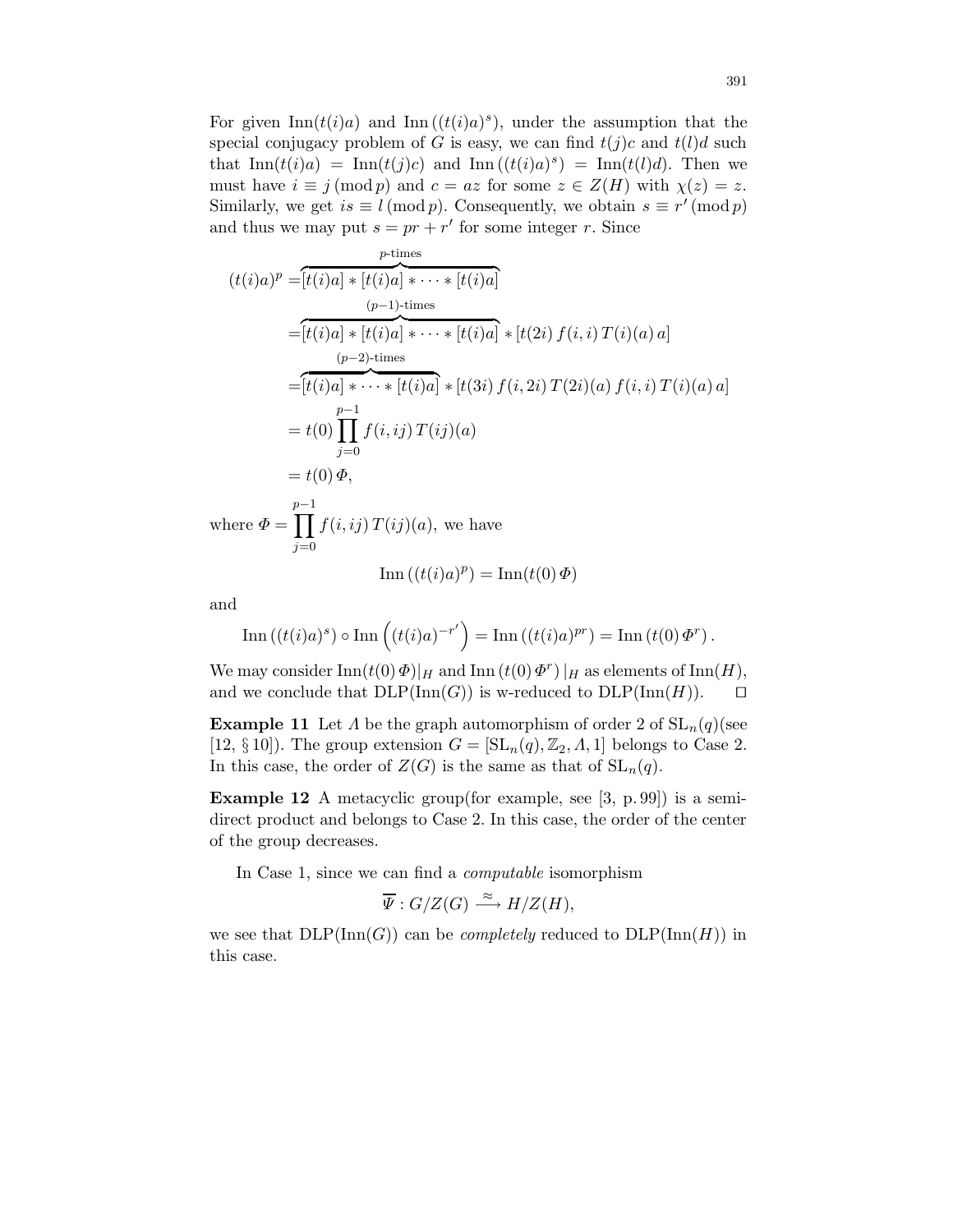For given $\mathrm{Inn}(t(i)a)$ and $\mathrm{Inn}\left((t(i)a)^s\right)$, under the assumption that the special conjugacy problem of $G$ is easy, we can find $t(j)c$ and $t(l)d$ such that $\mathrm{Inn}(t(i)a) = \mathrm{Inn}(t(j)c)$ and $\mathrm{Inn}\left((t(i)a)^s\right) = \mathrm{Inn}(t(l)d)$. Then we must have $i \equiv j \pmod p$ and $c = az$ for some $z \in Z(H)$ with $\chi(z) = z$. Similarly, we get $is \equiv l \pmod p$. Consequently, we obtain $s \equiv r' \pmod p$ and thus we may put $s = pr + r'$ for some integer $r$. Since

$$
\begin{aligned}
(t(i)a)^p &= \overbrace{[t(i)a] * [t(i)a] * \cdots * [t(i)a]}^{p\text{-times}} \\
&= \overbrace{[t(i)a] * [t(i)a] * \cdots * [t(i)a]}^{(p-1)\text{-times}} * [t(2i)\, f(i,i)\, T(i)(a)\, a] \\
&= \overbrace{[t(i)a] * \cdots * [t(i)a]}^{(p-2)\text{-times}} * [t(3i)\, f(i,2i)\, T(2i)(a)\, f(i,i)\, T(i)(a)\, a] \\
&= t(0) \prod_{j=0}^{p-1} f(i,ij)\, T(ij)(a) \\
&= t(0)\, \Phi,
\end{aligned}
$$

where $\Phi = \prod_{j=0}^{p-1} f(i,ij)\, T(ij)(a)$, we have

$$
\mathrm{Inn}\left((t(i)a)^p\right) = \mathrm{Inn}(t(0)\, \Phi)
$$

and

$$
\mathrm{Inn}\left((t(i)a)^s\right) \circ \mathrm{Inn}\left((t(i)a)^{-r'}\right) = \mathrm{Inn}\left((t(i)a)^{pr}\right) = \mathrm{Inn}\left(t(0)\, \Phi^r\right).
$$

We may consider $\mathrm{Inn}(t(0)\,\Phi)|_H$ and $\mathrm{Inn}\left(t(0)\,\Phi^r\right)|_H$ as elements of $\mathrm{Inn}(H)$, and we conclude that $\mathrm{DLP}(\mathrm{Inn}(G))$ is w-reduced to $\mathrm{DLP}(\mathrm{Inn}(H))$. $\square$

**Example 11** Let $\Lambda$ be the graph automorphism of order 2 of $\mathrm{SL}_n(q)$(see [12, § 10]). The group extension $G = [\mathrm{SL}_n(q), \mathbb{Z}_2, \Lambda, 1]$ belongs to Case 2. In this case, the order of $Z(G)$ is the same as that of $\mathrm{SL}_n(q)$.

**Example 12** A metacyclic group(for example, see [3, p. 99]) is a semidirect product and belongs to Case 2. In this case, the order of the center of the group decreases.

In Case 1, since we can find a *computable* isomorphism

$$
\overline{\Psi} : G/Z(G) \xrightarrow{\approx} H/Z(H),
$$

we see that $\mathrm{DLP}(\mathrm{Inn}(G))$ can be *completely* reduced to $\mathrm{DLP}(\mathrm{Inn}(H))$ in this case.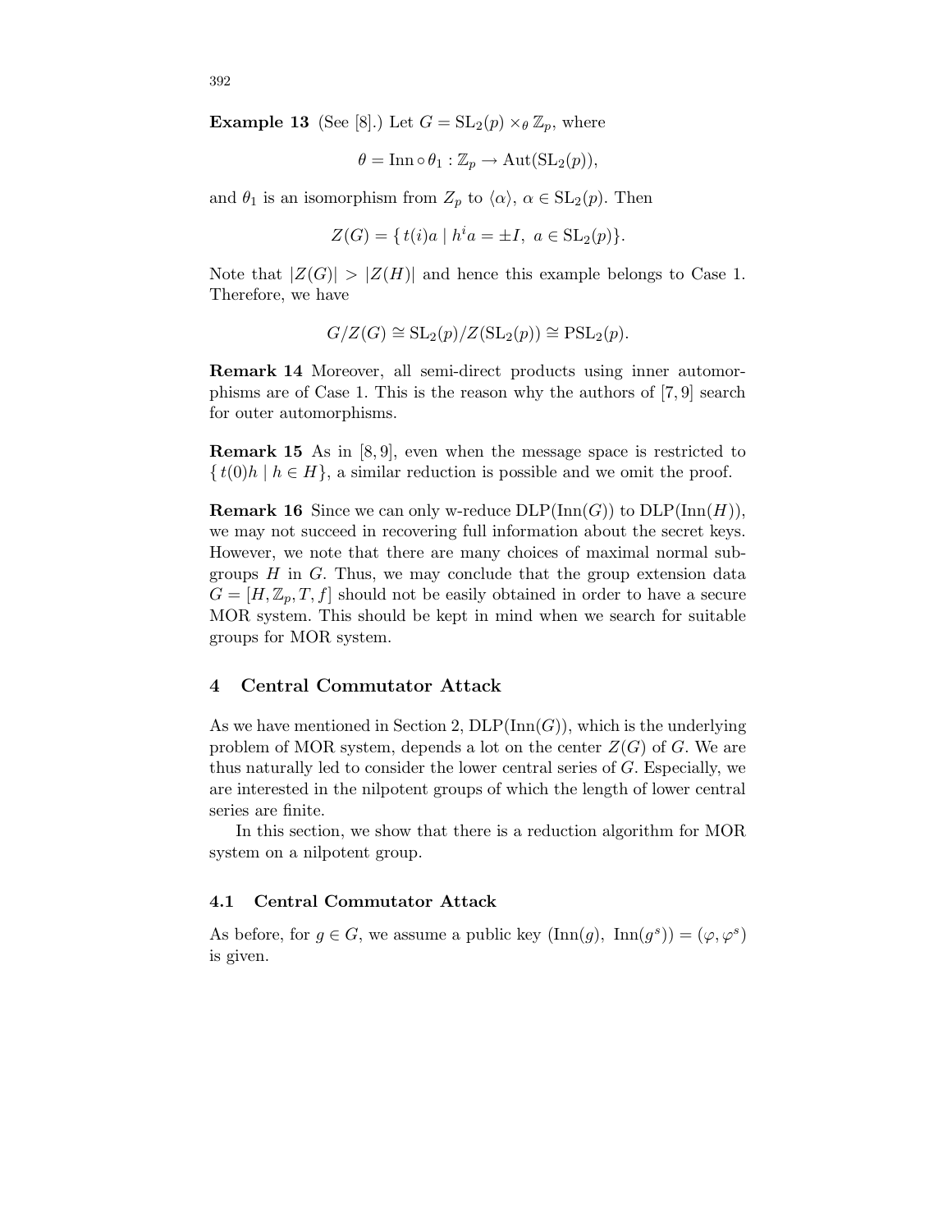**Example 13** (See [8].) Let $G = \mathrm{SL}_2(p) \times_\theta \mathbb{Z}_p$, where

$$\theta = \mathrm{Inn} \circ \theta_1 : \mathbb{Z}_p \to \mathrm{Aut}(\mathrm{SL}_2(p)),$$

and $\theta_1$ is an isomorphism from $Z_p$ to $\langle \alpha \rangle$, $\alpha \in \mathrm{SL}_2(p)$. Then

$$Z(G) = \{\, t(i)a \mid h^i a = \pm I,\ a \in \mathrm{SL}_2(p)\}.$$

Note that $|Z(G)| > |Z(H)|$ and hence this example belongs to Case 1. Therefore, we have

$$G/Z(G) \cong \mathrm{SL}_2(p)/Z(\mathrm{SL}_2(p)) \cong \mathrm{PSL}_2(p).$$

**Remark 14** Moreover, all semi-direct products using inner automorphisms are of Case 1. This is the reason why the authors of [7, 9] search for outer automorphisms.

**Remark 15** As in [8, 9], even when the message space is restricted to $\{\, t(0)h \mid h \in H\}$, a similar reduction is possible and we omit the proof.

**Remark 16** Since we can only w-reduce $\mathrm{DLP}(\mathrm{Inn}(G))$ to $\mathrm{DLP}(\mathrm{Inn}(H))$, we may not succeed in recovering full information about the secret keys. However, we note that there are many choices of maximal normal subgroups $H$ in $G$. Thus, we may conclude that the group extension data $G = [H, \mathbb{Z}_p, T, f]$ should not be easily obtained in order to have a secure MOR system. This should be kept in mind when we search for suitable groups for MOR system.

## 4 Central Commutator Attack

As we have mentioned in Section 2, $\mathrm{DLP}(\mathrm{Inn}(G))$, which is the underlying problem of MOR system, depends a lot on the center $Z(G)$ of $G$. We are thus naturally led to consider the lower central series of $G$. Especially, we are interested in the nilpotent groups of which the length of lower central series are finite.

In this section, we show that there is a reduction algorithm for MOR system on a nilpotent group.

### 4.1 Central Commutator Attack

As before, for $g \in G$, we assume a public key $(\mathrm{Inn}(g),\ \mathrm{Inn}(g^s)) = (\varphi, \varphi^s)$ is given.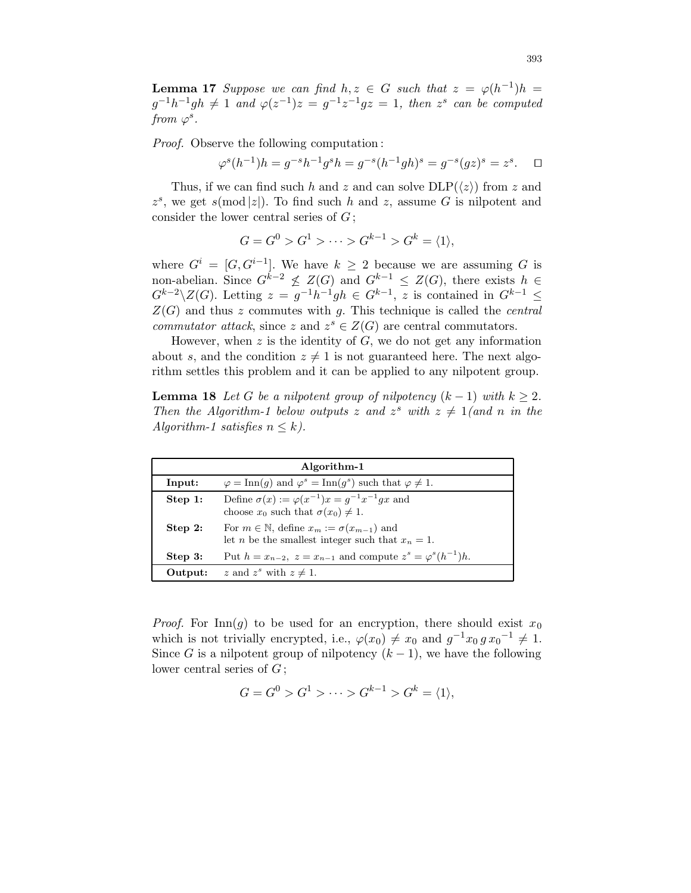**Lemma 17** *Suppose we can find $h, z \in G$ such that $z = \varphi(h^{-1})h = g^{-1}h^{-1}gh \neq 1$ and $\varphi(z^{-1})z = g^{-1}z^{-1}gz = 1$, then $z^s$ can be computed from $\varphi^s$.*

*Proof.* Observe the following computation :

$$\varphi^s(h^{-1})h = g^{-s}h^{-1}g^s h = g^{-s}(h^{-1}gh)^s = g^{-s}(gz)^s = z^s. \quad \square$$

Thus, if we can find such $h$ and $z$ and can solve $\mathrm{DLP}(\langle z \rangle)$ from $z$ and $z^s$, we get $s(\bmod |z|)$. To find such $h$ and $z$, assume $G$ is nilpotent and consider the lower central series of $G$ ;

$$G = G^0 > G^1 > \cdots > G^{k-1} > G^k = \langle 1 \rangle,$$

where $G^i = [G, G^{i-1}]$. We have $k \geq 2$ because we are assuming $G$ is non-abelian. Since $G^{k-2} \not\leq Z(G)$ and $G^{k-1} \leq Z(G)$, there exists $h \in G^{k-2} \backslash Z(G)$. Letting $z = g^{-1}h^{-1}gh \in G^{k-1}$, $z$ is contained in $G^{k-1} \leq Z(G)$ and thus $z$ commutes with $g$. This technique is called the *central commutator attack*, since $z$ and $z^s \in Z(G)$ are central commutators.

However, when $z$ is the identity of $G$, we do not get any information about $s$, and the condition $z \neq 1$ is not guaranteed here. The next algorithm settles this problem and it can be applied to any nilpotent group.

**Lemma 18** *Let $G$ be a nilpotent group of nilpotency $(k-1)$ with $k \geq 2$. Then the Algorithm-1 below outputs $z$ and $z^s$ with $z \neq 1$(and $n$ in the Algorithm-1 satisfies $n \leq k$).*

| **Algorithm-1** | |
|---|---|
| **Input:** | $\varphi = \mathrm{Inn}(g)$ and $\varphi^s = \mathrm{Inn}(g^s)$ such that $\varphi \neq 1$. |
| **Step 1:** | Define $\sigma(x) := \varphi(x^{-1})x = g^{-1}x^{-1}gx$ and choose $x_0$ such that $\sigma(x_0) \neq 1$. |
| **Step 2:** | For $m \in \mathbb{N}$, define $x_m := \sigma(x_{m-1})$ and let $n$ be the smallest integer such that $x_n = 1$. |
| **Step 3:** | Put $h = x_{n-2},\ z = x_{n-1}$ and compute $z^s = \varphi^s(h^{-1})h$. |
| **Output:** | $z$ and $z^s$ with $z \neq 1$. |

*Proof.* For $\mathrm{Inn}(g)$ to be used for an encryption, there should exist $x_0$ which is not trivially encrypted, i.e., $\varphi(x_0) \neq x_0$ and $g^{-1}x_0\, g\, {x_0}^{-1} \neq 1$. Since $G$ is a nilpotent group of nilpotency $(k-1)$, we have the following lower central series of $G$ ;

$$G = G^0 > G^1 > \cdots > G^{k-1} > G^k = \langle 1 \rangle,$$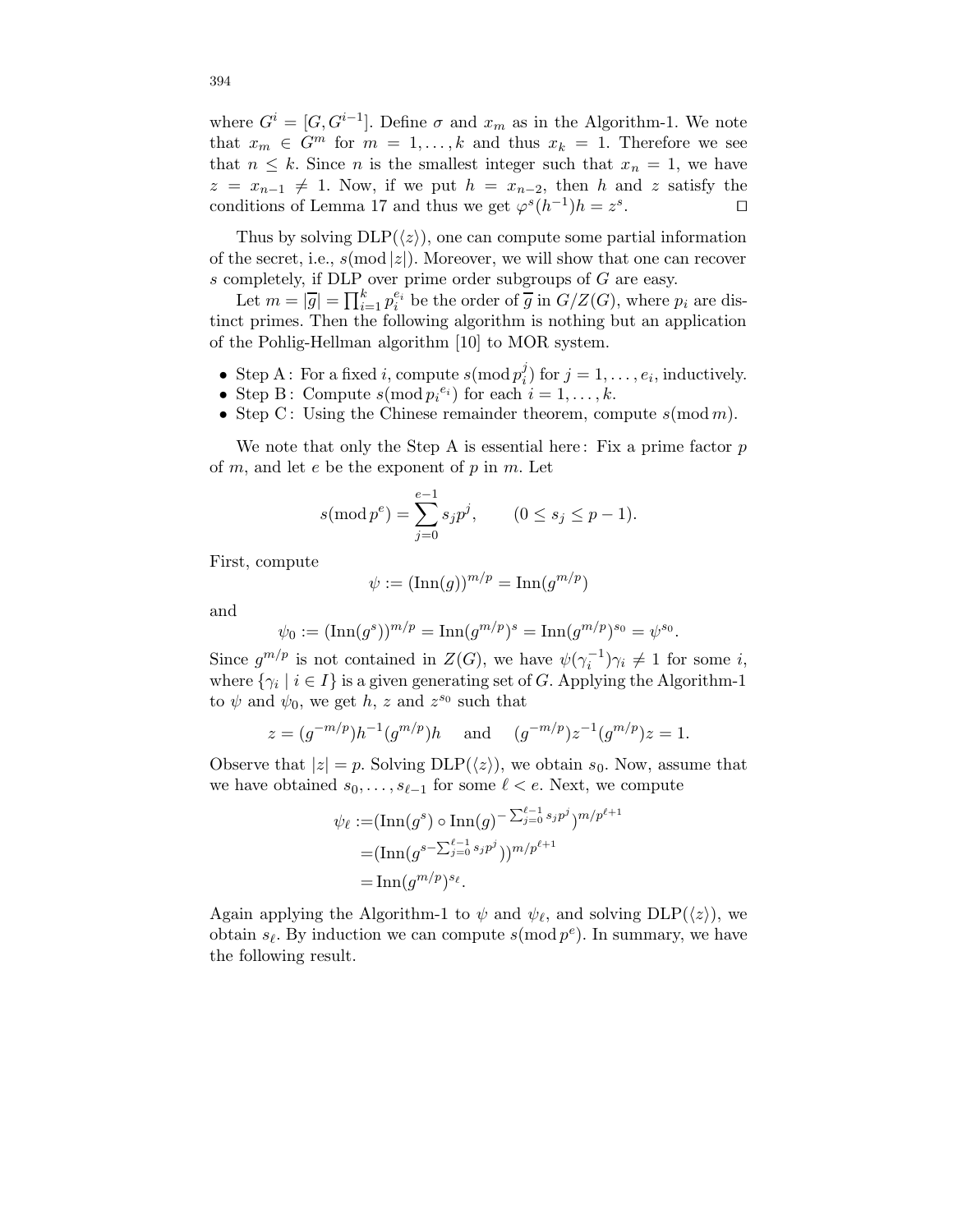where $G^i = [G, G^{i-1}]$. Define $\sigma$ and $x_m$ as in the Algorithm-1. We note that $x_m \in G^m$ for $m = 1, \ldots, k$ and thus $x_k = 1$. Therefore we see that $n \leq k$. Since $n$ is the smallest integer such that $x_n = 1$, we have $z = x_{n-1} \neq 1$. Now, if we put $h = x_{n-2}$, then $h$ and $z$ satisfy the conditions of Lemma 17 and thus we get $\varphi^s(h^{-1})h = z^s$. $\square$

Thus by solving $\mathrm{DLP}(\langle z \rangle)$, one can compute some partial information of the secret, i.e., $s(\bmod\, |z|)$. Moreover, we will show that one can recover $s$ completely, if DLP over prime order subgroups of $G$ are easy.

Let $m = |\overline{g}| = \prod_{i=1}^{k} p_i^{e_i}$ be the order of $\overline{g}$ in $G/Z(G)$, where $p_i$ are distinct primes. Then the following algorithm is nothing but an application of the Pohlig-Hellman algorithm [10] to MOR system.

- Step A : For a fixed $i$, compute $s(\bmod\, p_i^j)$ for $j = 1, \ldots, e_i$, inductively.
- Step B : Compute $s(\bmod\, {p_i}^{e_i})$ for each $i = 1, \ldots, k$.
- Step C : Using the Chinese remainder theorem, compute $s(\bmod\, m)$.

We note that only the Step A is essential here : Fix a prime factor $p$ of $m$, and let $e$ be the exponent of $p$ in $m$. Let

$$s(\bmod\, p^e) = \sum_{j=0}^{e-1} s_j p^j, \qquad (0 \leq s_j \leq p-1).$$

First, compute

$$\psi := (\mathrm{Inn}(g))^{m/p} = \mathrm{Inn}(g^{m/p})$$

and

$$\psi_0 := (\mathrm{Inn}(g^s))^{m/p} = \mathrm{Inn}(g^{m/p})^s = \mathrm{Inn}(g^{m/p})^{s_0} = \psi^{s_0}.$$

Since $g^{m/p}$ is not contained in $Z(G)$, we have $\psi(\gamma_i^{-1})\gamma_i \neq 1$ for some $i$, where $\{\gamma_i \mid i \in I\}$ is a given generating set of $G$. Applying the Algorithm-1 to $\psi$ and $\psi_0$, we get $h$, $z$ and $z^{s_0}$ such that

$$z = (g^{-m/p})h^{-1}(g^{m/p})h \quad \text{ and } \quad (g^{-m/p})z^{-1}(g^{m/p})z = 1.$$

Observe that $|z| = p$. Solving $\mathrm{DLP}(\langle z \rangle)$, we obtain $s_0$. Now, assume that we have obtained $s_0, \ldots, s_{\ell-1}$ for some $\ell < e$. Next, we compute

$$\begin{aligned}
\psi_\ell :=& (\mathrm{Inn}(g^s) \circ \mathrm{Inn}(g)^{-\sum_{j=0}^{\ell-1} s_j p^j})^{m/p^{\ell+1}} \\
=& (\mathrm{Inn}(g^{s - \sum_{j=0}^{\ell-1} s_j p^j}))^{m/p^{\ell+1}} \\
=& \mathrm{Inn}(g^{m/p})^{s_\ell}.
\end{aligned}$$

Again applying the Algorithm-1 to $\psi$ and $\psi_\ell$, and solving $\mathrm{DLP}(\langle z \rangle)$, we obtain $s_\ell$. By induction we can compute $s(\bmod\, p^e)$. In summary, we have the following result.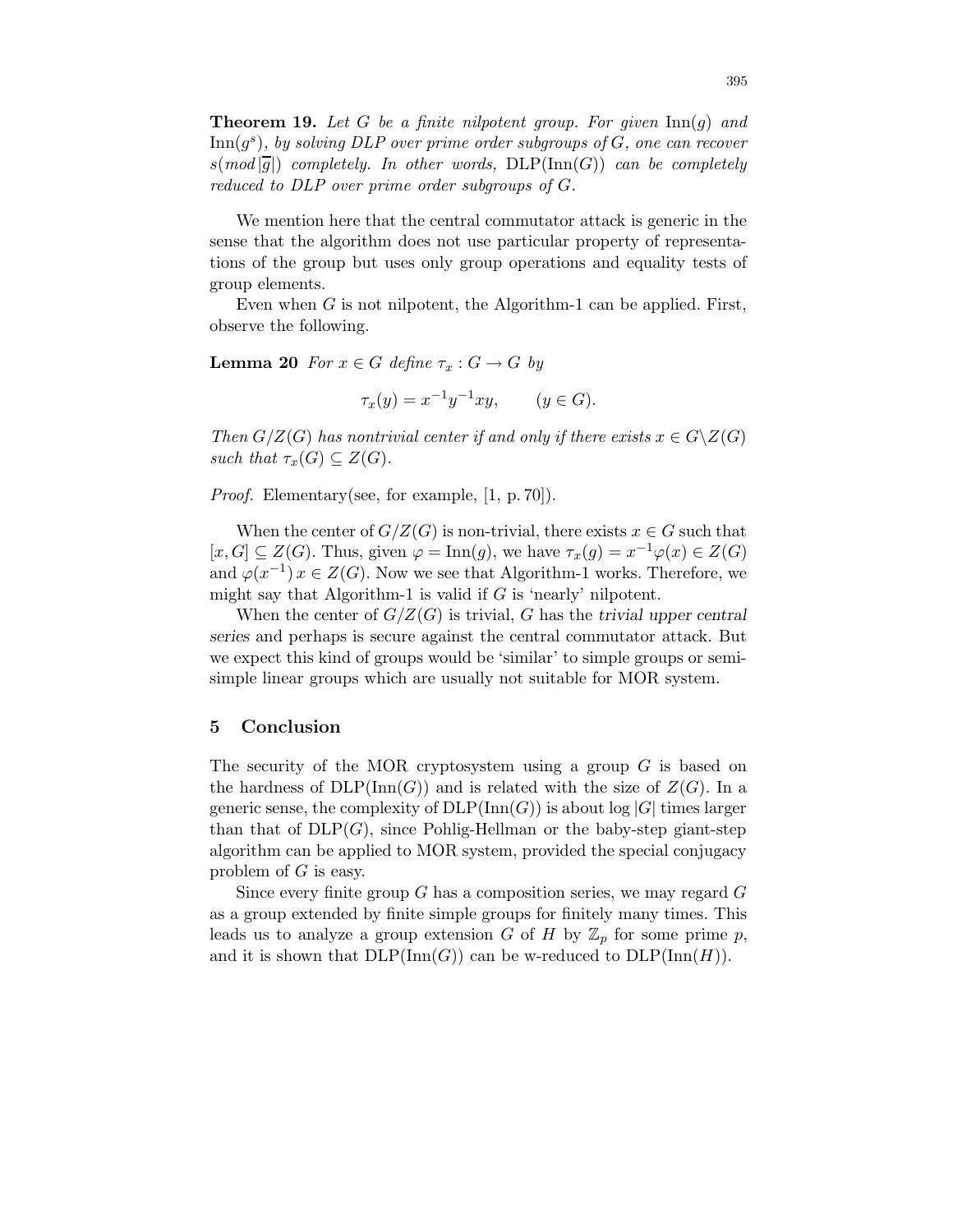**Theorem 19.** *Let $G$ be a finite nilpotent group. For given $\mathrm{Inn}(g)$ and $\mathrm{Inn}(g^s)$, by solving DLP over prime order subgroups of $G$, one can recover $s(\mathit{mod}\,|\overline{g}|)$ completely. In other words, $\mathrm{DLP}(\mathrm{Inn}(G))$ can be completely reduced to DLP over prime order subgroups of $G$.*

We mention here that the central commutator attack is generic in the sense that the algorithm does not use particular property of representations of the group but uses only group operations and equality tests of group elements.

Even when $G$ is not nilpotent, the Algorithm-1 can be applied. First, observe the following.

**Lemma 20** *For $x \in G$ define $\tau_x : G \to G$ by*

$$\tau_x(y) = x^{-1}y^{-1}xy, \qquad (y \in G).$$

*Then $G/Z(G)$ has nontrivial center if and only if there exists $x \in G \backslash Z(G)$ such that $\tau_x(G) \subseteq Z(G)$.*

*Proof.* Elementary(see, for example, [1, p. 70]).

When the center of $G/Z(G)$ is non-trivial, there exists $x \in G$ such that $[x, G] \subseteq Z(G)$. Thus, given $\varphi = \mathrm{Inn}(g)$, we have $\tau_x(g) = x^{-1}\varphi(x) \in Z(G)$ and $\varphi(x^{-1})\,x \in Z(G)$. Now we see that Algorithm-1 works. Therefore, we might say that Algorithm-1 is valid if $G$ is 'nearly' nilpotent.

When the center of $G/Z(G)$ is trivial, $G$ has the *trivial upper central series* and perhaps is secure against the central commutator attack. But we expect this kind of groups would be 'similar' to simple groups or semisimple linear groups which are usually not suitable for MOR system.

## 5 Conclusion

The security of the MOR cryptosystem using a group $G$ is based on the hardness of $\mathrm{DLP}(\mathrm{Inn}(G))$ and is related with the size of $Z(G)$. In a generic sense, the complexity of $\mathrm{DLP}(\mathrm{Inn}(G))$ is about $\log |G|$ times larger than that of $\mathrm{DLP}(G)$, since Pohlig-Hellman or the baby-step giant-step algorithm can be applied to MOR system, provided the special conjugacy problem of $G$ is easy.

Since every finite group $G$ has a composition series, we may regard $G$ as a group extended by finite simple groups for finitely many times. This leads us to analyze a group extension $G$ of $H$ by $\mathbb{Z}_p$ for some prime $p$, and it is shown that $\mathrm{DLP}(\mathrm{Inn}(G))$ can be w-reduced to $\mathrm{DLP}(\mathrm{Inn}(H))$.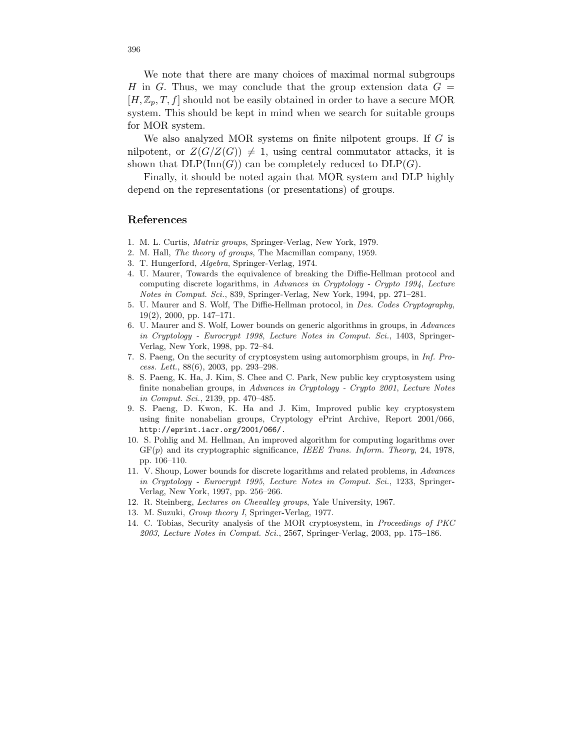We note that there are many choices of maximal normal subgroups $H$ in $G$. Thus, we may conclude that the group extension data $G = [H, \mathbb{Z}_p, T, f]$ should not be easily obtained in order to have a secure MOR system. This should be kept in mind when we search for suitable groups for MOR system.

We also analyzed MOR systems on finite nilpotent groups. If $G$ is nilpotent, or $Z(G/Z(G)) \neq 1$, using central commutator attacks, it is shown that $\mathrm{DLP}(\mathrm{Inn}(G))$ can be completely reduced to $\mathrm{DLP}(G)$.

Finally, it should be noted again that MOR system and DLP highly depend on the representations (or presentations) of groups.

## References

1. M. L. Curtis, *Matrix groups*, Springer-Verlag, New York, 1979.
2. M. Hall, *The theory of groups*, The Macmillan company, 1959.
3. T. Hungerford, *Algebra*, Springer-Verlag, 1974.
4. U. Maurer, Towards the equivalence of breaking the Diffie-Hellman protocol and computing discrete logarithms, in *Advances in Cryptology - Crypto 1994*, *Lecture Notes in Comput. Sci.*, 839, Springer-Verlag, New York, 1994, pp. 271–281.
5. U. Maurer and S. Wolf, The Diffie-Hellman protocol, in *Des. Codes Cryptography*, 19(2), 2000, pp. 147–171.
6. U. Maurer and S. Wolf, Lower bounds on generic algorithms in groups, in *Advances in Cryptology - Eurocrypt 1998*, *Lecture Notes in Comput. Sci.*, 1403, Springer-Verlag, New York, 1998, pp. 72–84.
7. S. Paeng, On the security of cryptosystem using automorphism groups, in *Inf. Process. Lett.*, 88(6), 2003, pp. 293–298.
8. S. Paeng, K. Ha, J. Kim, S. Chee and C. Park, New public key cryptosystem using finite nonabelian groups, in *Advances in Cryptology - Crypto 2001*, *Lecture Notes in Comput. Sci.*, 2139, pp. 470–485.
9. S. Paeng, D. Kwon, K. Ha and J. Kim, Improved public key cryptosystem using finite nonabelian groups, Cryptology ePrint Archive, Report 2001/066, http://eprint.iacr.org/2001/066/.
10. S. Pohlig and M. Hellman, An improved algorithm for computing logarithms over $\mathrm{GF}(p)$ and its cryptographic significance, *IEEE Trans. Inform. Theory*, 24, 1978, pp. 106–110.
11. V. Shoup, Lower bounds for discrete logarithms and related problems, in *Advances in Cryptology - Eurocrypt 1995*, *Lecture Notes in Comput. Sci.*, 1233, Springer-Verlag, New York, 1997, pp. 256–266.
12. R. Steinberg, *Lectures on Chevalley groups*, Yale University, 1967.
13. M. Suzuki, *Group theory I*, Springer-Verlag, 1977.
14. C. Tobias, Security analysis of the MOR cryptosystem, in *Proceedings of PKC 2003, Lecture Notes in Comput. Sci.*, 2567, Springer-Verlag, 2003, pp. 175–186.